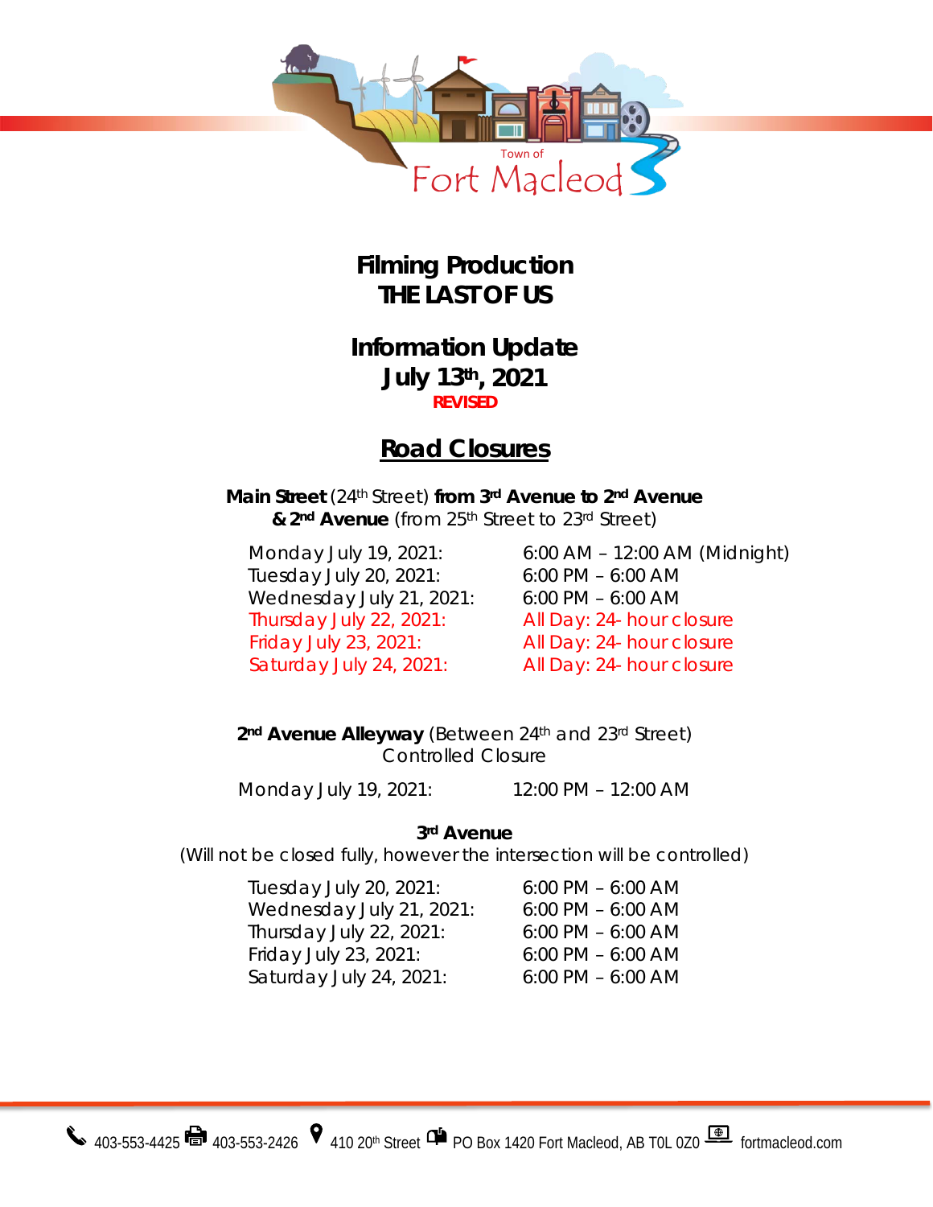Town of Fort Macleod

# Filming Production
# THE LAST OF US

## Information Update
## July 13th, 2021
**REVISED**

## Road Closures

**Main Street** (24th Street) **from 3rd Avenue to 2nd Avenue**
**& 2nd Avenue** (from 25th Street to 23rd Street)

| | |
|---|---|
| Monday July 19, 2021: | 6:00 AM – 12:00 AM (Midnight) |
| Tuesday July 20, 2021: | 6:00 PM – 6:00 AM |
| Wednesday July 21, 2021: | 6:00 PM – 6:00 AM |
| Thursday July 22, 2021: | All Day: 24- hour closure |
| Friday July 23, 2021: | All Day: 24- hour closure |
| Saturday July 24, 2021: | All Day: 24- hour closure |

**2nd Avenue Alleyway** (Between 24th and 23rd Street)
Controlled Closure

| | |
|---|---|
| Monday July 19, 2021: | 12:00 PM – 12:00 AM |

**3rd Avenue**
(Will not be closed fully, however the intersection will be controlled)

| | |
|---|---|
| Tuesday July 20, 2021: | 6:00 PM – 6:00 AM |
| Wednesday July 21, 2021: | 6:00 PM – 6:00 AM |
| Thursday July 22, 2021: | 6:00 PM – 6:00 AM |
| Friday July 23, 2021: | 6:00 PM – 6:00 AM |
| Saturday July 24, 2021: | 6:00 PM – 6:00 AM |

403-553-4425 | 403-553-2426 | 410 20th Street | PO Box 1420 Fort Macleod, AB T0L 0Z0 | fortmacleod.com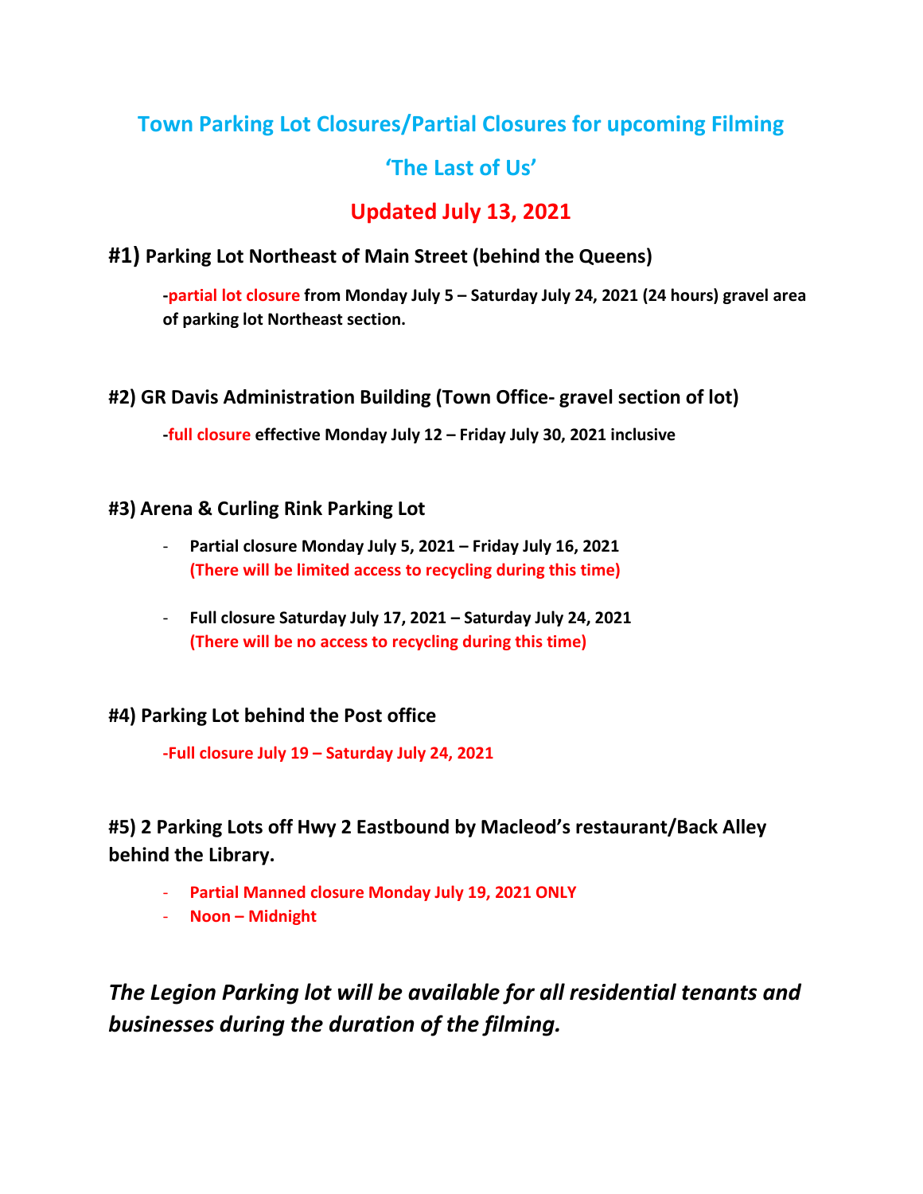# Town Parking Lot Closures/Partial Closures for upcoming Filming

# 'The Last of Us'

## Updated July 13, 2021

### #1) Parking Lot Northeast of Main Street (behind the Queens)

**-partial lot closure from Monday July 5 – Saturday July 24, 2021 (24 hours) gravel area of parking lot Northeast section.**

### #2) GR Davis Administration Building (Town Office- gravel section of lot)

**-full closure effective Monday July 12 – Friday July 30, 2021 inclusive**

### #3) Arena & Curling Rink Parking Lot

- **Partial closure Monday July 5, 2021 – Friday July 16, 2021**
  **(There will be limited access to recycling during this time)**
- **Full closure Saturday July 17, 2021 – Saturday July 24, 2021**
  **(There will be no access to recycling during this time)**

### #4) Parking Lot behind the Post office

**-Full closure July 19 – Saturday July 24, 2021**

### #5) 2 Parking Lots off Hwy 2 Eastbound by Macleod's restaurant/Back Alley behind the Library.

- **Partial Manned closure Monday July 19, 2021 ONLY**
- **Noon – Midnight**

***The Legion Parking lot will be available for all residential tenants and businesses during the duration of the filming.***